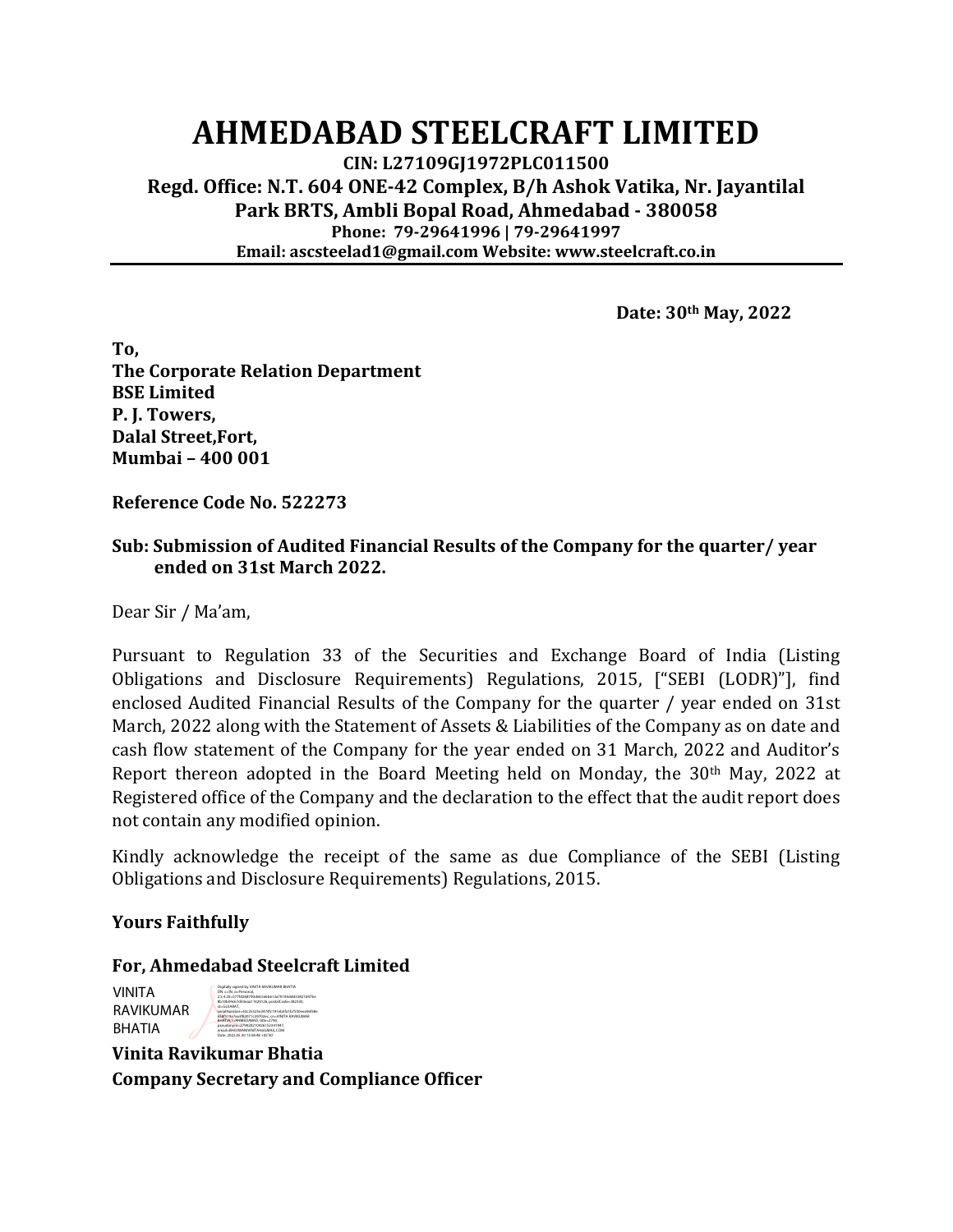# AHMEDABAD STEELCRAFT LIMITED

**CIN: L27109GJ1972PLC011500**

**Regd. Office: N.T. 604 ONE-42 Complex, B/h Ashok Vatika, Nr. Jayantilal Park BRTS, Ambli Bopal Road, Ahmedabad - 380058**

**Phone: 79-29641996 | 79-29641997**

**Email: ascsteelad1@gmail.com Website: www.steelcraft.co.in**

---

**Date: 30th May, 2022**

**To,**
**The Corporate Relation Department**
**BSE Limited**
**P. J. Towers,**
**Dalal Street,Fort,**
**Mumbai – 400 001**

**Reference Code No. 522273**

**Sub: Submission of Audited Financial Results of the Company for the quarter/ year ended on 31st March 2022.**

Dear Sir / Ma'am,

Pursuant to Regulation 33 of the Securities and Exchange Board of India (Listing Obligations and Disclosure Requirements) Regulations, 2015, ["SEBI (LODR)"], find enclosed Audited Financial Results of the Company for the quarter / year ended on 31st March, 2022 along with the Statement of Assets & Liabilities of the Company as on date and cash flow statement of the Company for the year ended on 31 March, 2022 and Auditor's Report thereon adopted in the Board Meeting held on Monday, the 30th May, 2022 at Registered office of the Company and the declaration to the effect that the audit report does not contain any modified opinion.

Kindly acknowledge the receipt of the same as due Compliance of the SEBI (Listing Obligations and Disclosure Requirements) Regulations, 2015.

**Yours Faithfully**

**For, Ahmedabad Steelcraft Limited**

VINITA RAVIKUMAR BHATIA

**Vinita Ravikumar Bhatia**
**Company Secretary and Compliance Officer**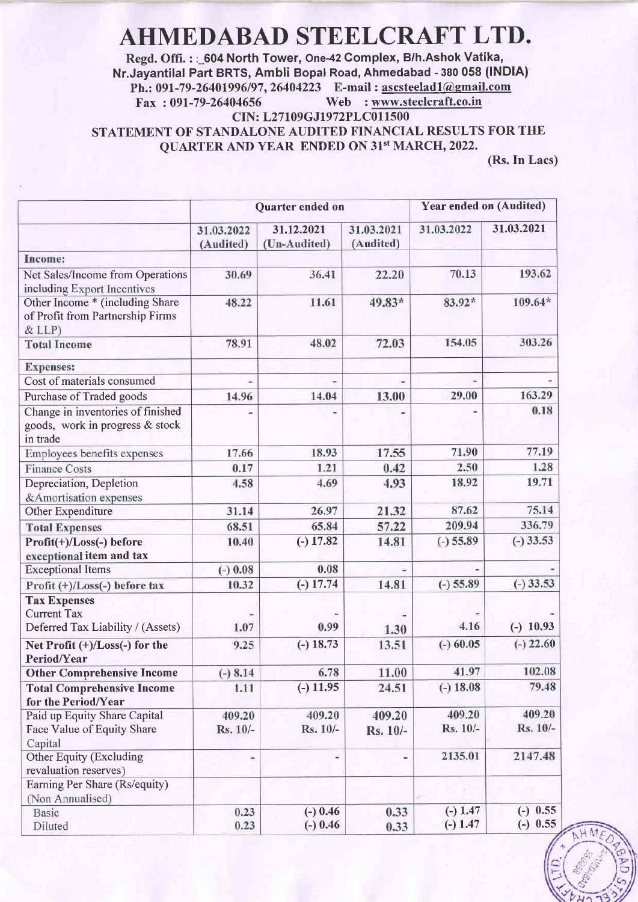# AHMEDABAD STEELCRAFT LTD.

**Regd. Offi. : : 604 North Tower, One-42 Complex, B/h.Ashok Vatika, Nr.Jayantilal Part BRTS, Ambli Bopal Road, Ahmedabad - 380 058 (INDIA)**

**Ph.: 091-79-26401996/97, 26404223 E-mail : ascsteelad1@gmail.com**

**Fax : 091-79-26404656 Web : www.steelcraft.co.in**

**CIN: L27109GJ1972PLC011500**

## STATEMENT OF STANDALONE AUDITED FINANCIAL RESULTS FOR THE QUARTER AND YEAR ENDED ON 31st MARCH, 2022.

**(Rs. In Lacs)**

| | Quarter ended on | | | Year ended on (Audited) | |
|---|---|---|---|---|---|
| | 31.03.2022 (Audited) | 31.12.2021 (Un-Audited) | 31.03.2021 (Audited) | 31.03.2022 | 31.03.2021 |
| **Income:** | | | | | |
| Net Sales/Income from Operations including Export Incentives | 30.69 | 36.41 | 22.20 | 70.13 | 193.62 |
| Other Income * (including Share of Profit from Partnership Firms & LLP) | 48.22 | 11.61 | 49.83* | 83.92* | 109.64* |
| **Total Income** | 78.91 | 48.02 | 72.03 | 154.05 | 303.26 |
| **Expenses:** | | | | | |
| Cost of materials consumed | - | - | - | - | - |
| Purchase of Traded goods | 14.96 | 14.04 | 13.00 | 29.00 | 163.29 |
| Change in inventories of finished goods, work in progress & stock in trade | - | - | - | - | 0.18 |
| Employees benefits expenses | 17.66 | 18.93 | 17.55 | 71.90 | 77.19 |
| Finance Costs | 0.17 | 1.21 | 0.42 | 2.50 | 1.28 |
| Depreciation, Depletion &Amortisation expenses | 4.58 | 4.69 | 4.93 | 18.92 | 19.71 |
| Other Expenditure | 31.14 | 26.97 | 21.32 | 87.62 | 75.14 |
| **Total Expenses** | 68.51 | 65.84 | 57.22 | 209.94 | 336.79 |
| **Profit(+)/Loss(-) before exceptional item and tax** | 10.40 | (-) 17.82 | 14.81 | (-) 55.89 | (-) 33.53 |
| Exceptional Items | (-) 0.08 | 0.08 | - | - | - |
| **Profit (+)/Loss(-) before tax** | 10.32 | (-) 17.74 | 14.81 | (-) 55.89 | (-) 33.53 |
| **Tax Expenses** | | | | | |
| Current Tax | - | - | - | - | - |
| Deferred Tax Liability / (Assets) | 1.07 | 0.99 | 1.30 | 4.16 | (-) 10.93 |
| **Net Profit (+)/Loss(-) for the Period/Year** | 9.25 | (-) 18.73 | 13.51 | (-) 60.05 | (-) 22.60 |
| **Other Comprehensive Income** | (-) 8.14 | 6.78 | 11.00 | 41.97 | 102.08 |
| **Total Comprehensive Income for the Period/Year** | 1.11 | (-) 11.95 | 24.51 | (-) 18.08 | 79.48 |
| Paid up Equity Share Capital Face Value of Equity Share Capital | 409.20 Rs. 10/- | 409.20 Rs. 10/- | 409.20 Rs. 10/- | 409.20 Rs. 10/- | 409.20 Rs. 10/- |
| Other Equity (Excluding revaluation reserves) | - | - | - | 2135.01 | 2147.48 |
| Earning Per Share (Rs/equity) (Non Annualised) | | | | | |
| Basic | 0.23 | (-) 0.46 | 0.33 | (-) 1.47 | (-) 0.55 |
| Diluted | 0.23 | (-) 0.46 | 0.33 | (-) 1.47 | (-) 0.55 |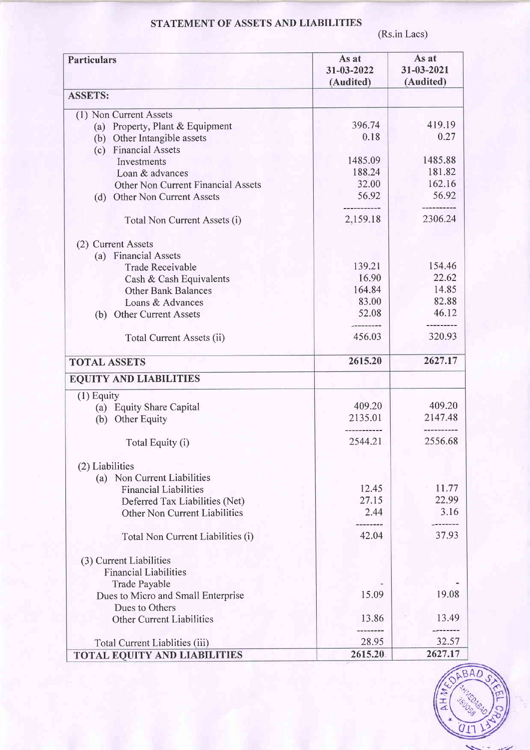# STATEMENT OF ASSETS AND LIABILITIES

(Rs.in Lacs)

| Particulars | As at 31-03-2022 (Audited) | As at 31-03-2021 (Audited) |
|---|---|---|
| **ASSETS:** | | |
| (1) Non Current Assets | | |
| (a) Property, Plant & Equipment | 396.74 | 419.19 |
| (b) Other Intangible assets | 0.18 | 0.27 |
| (c) Financial Assets | | |
| Investments | 1485.09 | 1485.88 |
| Loan & advances | 188.24 | 181.82 |
| Other Non Current Financial Assets | 32.00 | 162.16 |
| (d) Other Non Current Assets | 56.92 | 56.92 |
| Total Non Current Assets (i) | 2,159.18 | 2306.24 |
| (2) Current Assets | | |
| (a) Financial Assets | | |
| Trade Receivable | 139.21 | 154.46 |
| Cash & Cash Equivalents | 16.90 | 22.62 |
| Other Bank Balances | 164.84 | 14.85 |
| Loans & Advances | 83.00 | 82.88 |
| (b) Other Current Assets | 52.08 | 46.12 |
| Total Current Assets (ii) | 456.03 | 320.93 |
| **TOTAL ASSETS** | **2615.20** | **2627.17** |
| **EQUITY AND LIABILITIES** | | |
| (1) Equity | | |
| (a) Equity Share Capital | 409.20 | 409.20 |
| (b) Other Equity | 2135.01 | 2147.48 |
| Total Equity (i) | 2544.21 | 2556.68 |
| (2) Liabilities | | |
| (a) Non Current Liabilities | | |
| Financial Liabilities | 12.45 | 11.77 |
| Deferred Tax Liabilities (Net) | 27.15 | 22.99 |
| Other Non Current Liabilities | 2.44 | 3.16 |
| Total Non Current Liabilities (i) | 42.04 | 37.93 |
| (3) Current Liabilities | | |
| Financial Liabilities | | |
| Trade Payable | - | - |
| Dues to Micro and Small Enterprise | 15.09 | 19.08 |
| Dues to Others | | |
| Other Current Liabilities | 13.86 | 13.49 |
| Total Current Liablities (iii) | 28.95 | 32.57 |
| **TOTAL EQUITY AND LIABILITIES** | **2615.20** | **2627.17** |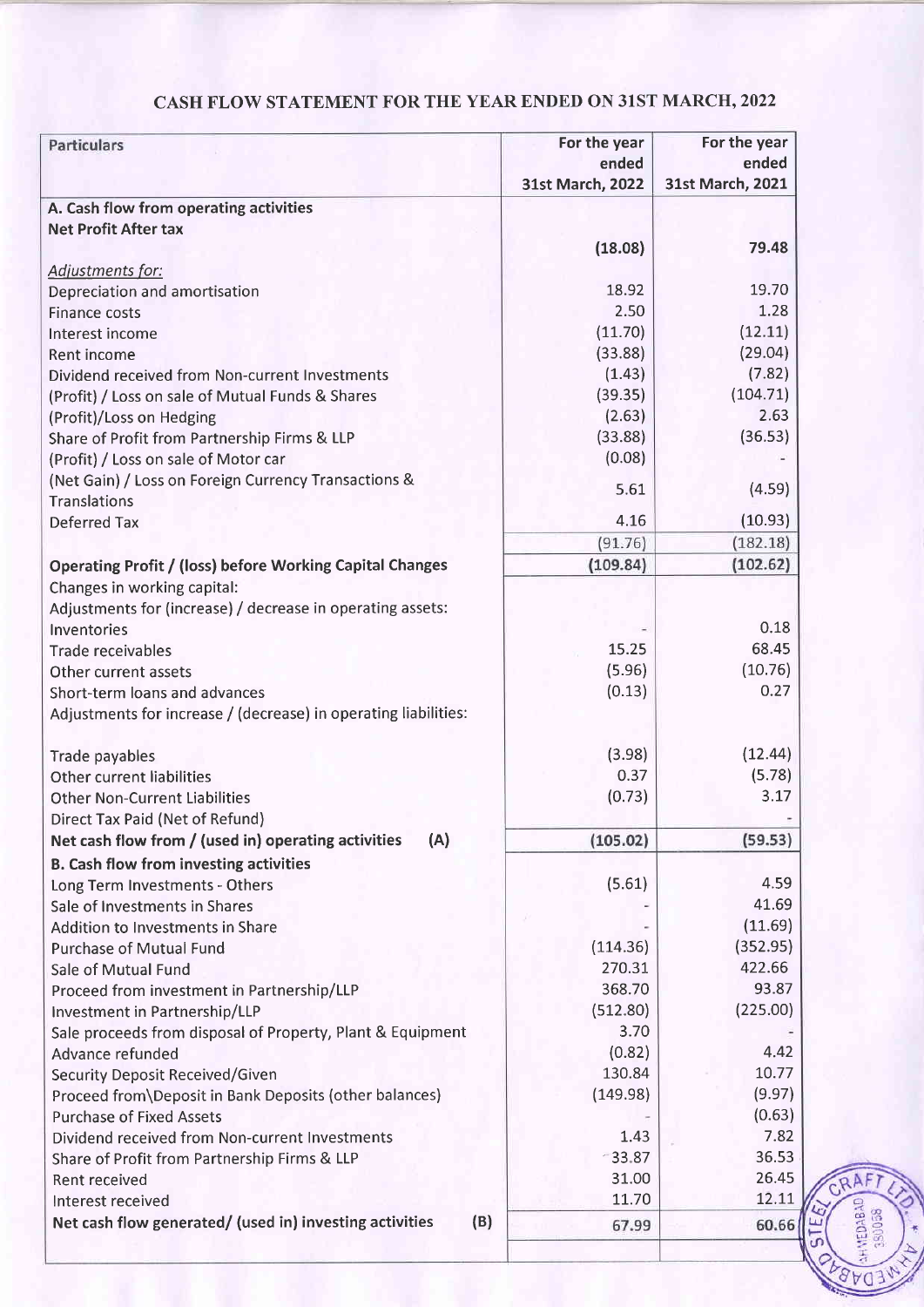# CASH FLOW STATEMENT FOR THE YEAR ENDED ON 31ST MARCH, 2022

| Particulars | For the year ended 31st March, 2022 | For the year ended 31st March, 2021 |
|---|---|---|
| **A. Cash flow from operating activities** | | |
| **Net Profit After tax** | **(18.08)** | **79.48** |
| *Adjustments for:* | | |
| Depreciation and amortisation | 18.92 | 19.70 |
| Finance costs | 2.50 | 1.28 |
| Interest income | (11.70) | (12.11) |
| Rent income | (33.88) | (29.04) |
| Dividend received from Non-current Investments | (1.43) | (7.82) |
| (Profit) / Loss on sale of Mutual Funds & Shares | (39.35) | (104.71) |
| (Profit)/Loss on Hedging | (2.63) | 2.63 |
| Share of Profit from Partnership Firms & LLP | (33.88) | (36.53) |
| (Profit) / Loss on sale of Motor car | (0.08) | - |
| (Net Gain) / Loss on Foreign Currency Transactions & Translations | 5.61 | (4.59) |
| Deferred Tax | 4.16 | (10.93) |
| | (91.76) | (182.18) |
| **Operating Profit / (loss) before Working Capital Changes** | **(109.84)** | **(102.62)** |
| Changes in working capital: | | |
| Adjustments for (increase) / decrease in operating assets: | | |
| Inventories | - | 0.18 |
| Trade receivables | 15.25 | 68.45 |
| Other current assets | (5.96) | (10.76) |
| Short-term loans and advances | (0.13) | 0.27 |
| Adjustments for increase / (decrease) in operating liabilities: | | |
| Trade payables | (3.98) | (12.44) |
| Other current liabilities | 0.37 | (5.78) |
| Other Non-Current Liabilities | (0.73) | 3.17 |
| Direct Tax Paid (Net of Refund) | | - |
| **Net cash flow from / (used in) operating activities (A)** | **(105.02)** | **(59.53)** |
| **B. Cash flow from investing activities** | | |
| Long Term Investments - Others | (5.61) | 4.59 |
| Sale of Investments in Shares | - | 41.69 |
| Addition to Investments in Share | - | (11.69) |
| Purchase of Mutual Fund | (114.36) | (352.95) |
| Sale of Mutual Fund | 270.31 | 422.66 |
| Proceed from investment in Partnership/LLP | 368.70 | 93.87 |
| Investment in Partnership/LLP | (512.80) | (225.00) |
| Sale proceeds from disposal of Property, Plant & Equipment | 3.70 | - |
| Advance refunded | (0.82) | 4.42 |
| Security Deposit Received/Given | 130.84 | 10.77 |
| Proceed from\Deposit in Bank Deposits (other balances) | (149.98) | (9.97) |
| Purchase of Fixed Assets | - | (0.63) |
| Dividend received from Non-current Investments | 1.43 | 7.82 |
| Share of Profit from Partnership Firms & LLP | 33.87 | 36.53 |
| Rent received | 31.00 | 26.45 |
| Interest received | 11.70 | 12.11 |
| **Net cash flow generated/ (used in) investing activities (B)** | **67.99** | **60.66** |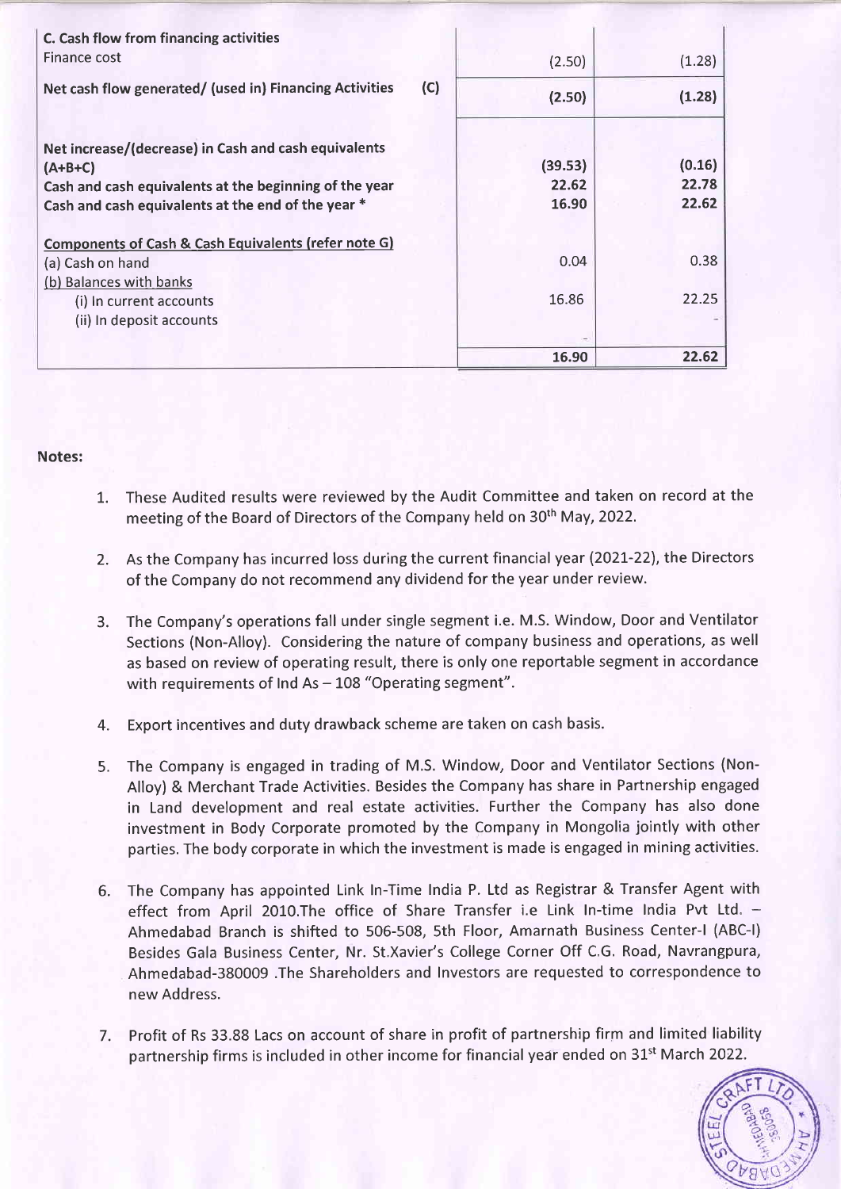| | | | |
|---|---|---|---|
| **C. Cash flow from financing activities** | | | |
| Finance cost | | (2.50) | (1.28) |
| **Net cash flow generated/ (used in) Financing Activities** | **(C)** | **(2.50)** | **(1.28)** |
| | | | |
| **Net increase/(decrease) in Cash and cash equivalents (A+B+C)** | | **(39.53)** | **(0.16)** |
| **Cash and cash equivalents at the beginning of the year** | | **22.62** | **22.78** |
| **Cash and cash equivalents at the end of the year *** | | **16.90** | **22.62** |
| | | | |
| **Components of Cash & Cash Equivalents (refer note G)** | | | |
| (a) Cash on hand | | 0.04 | 0.38 |
| (b) Balances with banks | | | |
| (i) In current accounts | | 16.86 | 22.25 |
| (ii) In deposit accounts | | - | - |
| | | **16.90** | **22.62** |

**Notes:**

1. These Audited results were reviewed by the Audit Committee and taken on record at the meeting of the Board of Directors of the Company held on 30th May, 2022.
2. As the Company has incurred loss during the current financial year (2021-22), the Directors of the Company do not recommend any dividend for the year under review.
3. The Company's operations fall under single segment i.e. M.S. Window, Door and Ventilator Sections (Non-Alloy). Considering the nature of company business and operations, as well as based on review of operating result, there is only one reportable segment in accordance with requirements of Ind As – 108 "Operating segment".
4. Export incentives and duty drawback scheme are taken on cash basis.
5. The Company is engaged in trading of M.S. Window, Door and Ventilator Sections (Non-Alloy) & Merchant Trade Activities. Besides the Company has share in Partnership engaged in Land development and real estate activities. Further the Company has also done investment in Body Corporate promoted by the Company in Mongolia jointly with other parties. The body corporate in which the investment is made is engaged in mining activities.
6. The Company has appointed Link In-Time India P. Ltd as Registrar & Transfer Agent with effect from April 2010.The office of Share Transfer i.e Link In-time India Pvt Ltd. – Ahmedabad Branch is shifted to 506-508, 5th Floor, Amarnath Business Center-I (ABC-I) Besides Gala Business Center, Nr. St.Xavier's College Corner Off C.G. Road, Navrangpura, Ahmedabad-380009 .The Shareholders and Investors are requested to correspondence to new Address.
7. Profit of Rs 33.88 Lacs on account of share in profit of partnership firm and limited liability partnership firms is included in other income for financial year ended on 31st March 2022.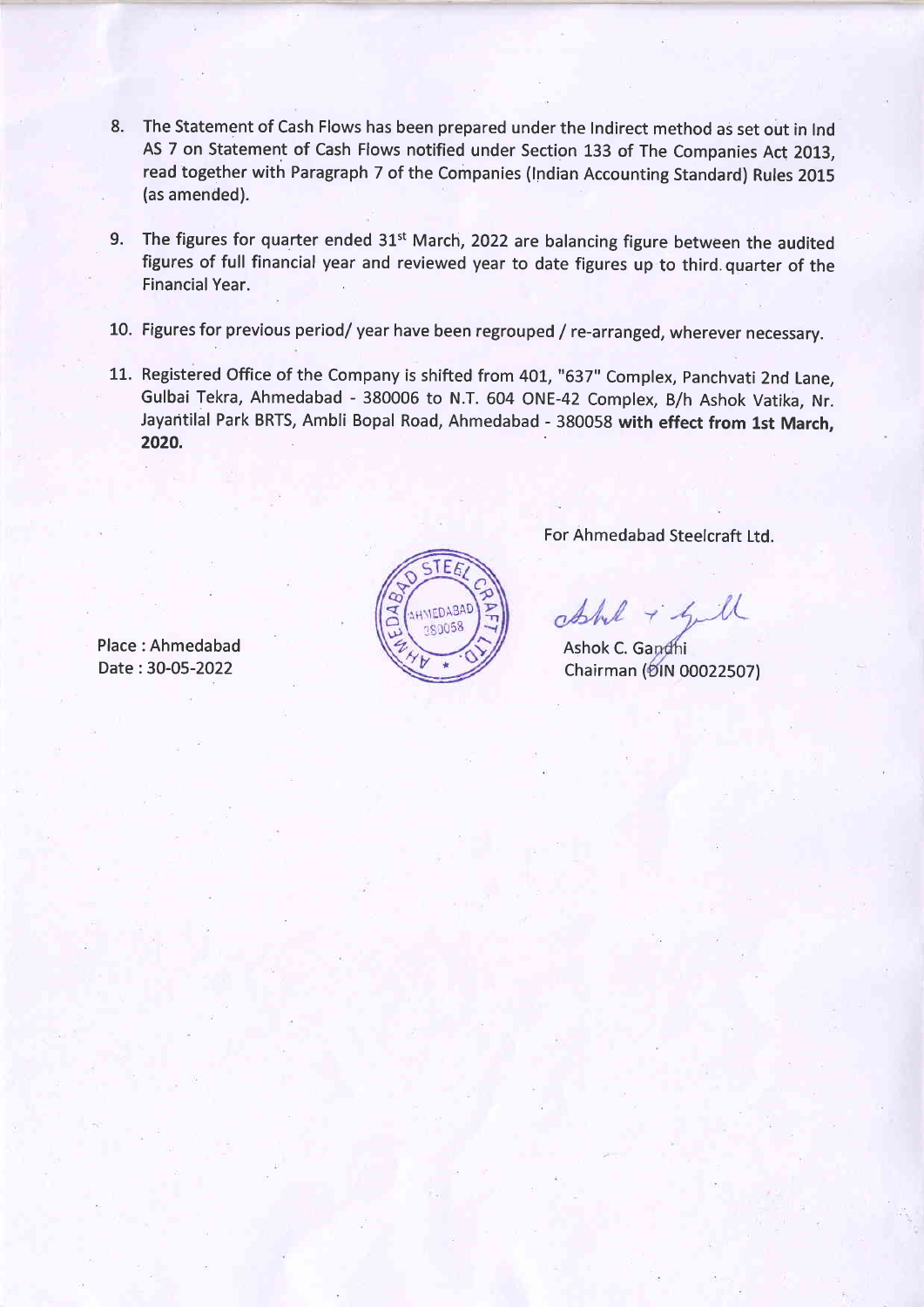8. The Statement of Cash Flows has been prepared under the Indirect method as set out in Ind AS 7 on Statement of Cash Flows notified under Section 133 of The Companies Act 2013, read together with Paragraph 7 of the Companies (Indian Accounting Standard) Rules 2015 (as amended).

9. The figures for quarter ended 31st March, 2022 are balancing figure between the audited figures of full financial year and reviewed year to date figures up to third quarter of the Financial Year.

10. Figures for previous period/ year have been regrouped / re-arranged, wherever necessary.

11. Registered Office of the Company is shifted from 401, "637" Complex, Panchvati 2nd Lane, Gulbai Tekra, Ahmedabad - 380006 to N.T. 604 ONE-42 Complex, B/h Ashok Vatika, Nr. Jayantilal Park BRTS, Ambli Bopal Road, Ahmedabad - 380058 **with effect from 1st March, 2020.**

For Ahmedabad Steelcraft Ltd.

Ashok C. Gandhi
Chairman (DIN 00022507)

Place : Ahmedabad
Date : 30-05-2022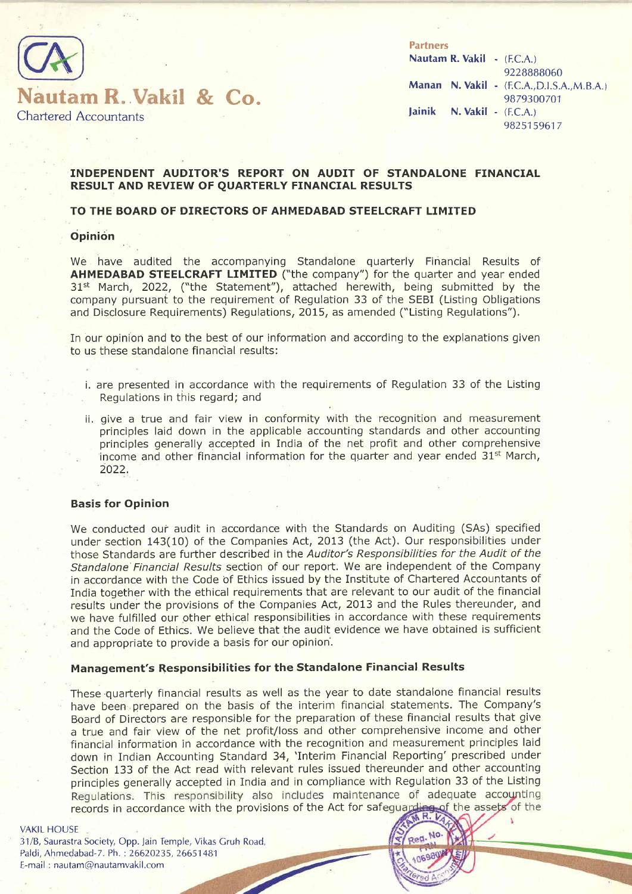# Nautam R. Vakil & Co.

Chartered Accountants

**Partners**

**Nautam R. Vakil** - (F.C.A.) 9228888060

**Manan N. Vakil** - (F.C.A.,D.I.S.A.,M.B.A.) 9879300701

**Jainik N. Vakil** - (F.C.A.) 9825159617

## INDEPENDENT AUDITOR'S REPORT ON AUDIT OF STANDALONE FINANCIAL RESULT AND REVIEW OF QUARTERLY FINANCIAL RESULTS

### TO THE BOARD OF DIRECTORS OF AHMEDABAD STEELCRAFT LIMITED

### Opinion

We have audited the accompanying Standalone quarterly Financial Results of **AHMEDABAD STEELCRAFT LIMITED** ("the company") for the quarter and year ended 31st March, 2022, ("the Statement"), attached herewith, being submitted by the company pursuant to the requirement of Regulation 33 of the SEBI (Listing Obligations and Disclosure Requirements) Regulations, 2015, as amended ("Listing Regulations").

In our opinion and to the best of our information and according to the explanations given to us these standalone financial results:

i. are presented in accordance with the requirements of Regulation 33 of the Listing Regulations in this regard; and

ii. give a true and fair view in conformity with the recognition and measurement principles laid down in the applicable accounting standards and other accounting principles generally accepted in India of the net profit and other comprehensive income and other financial information for the quarter and year ended 31st March, 2022.

### Basis for Opinion

We conducted our audit in accordance with the Standards on Auditing (SAs) specified under section 143(10) of the Companies Act, 2013 (the Act). Our responsibilities under those Standards are further described in the *Auditor's Responsibilities for the Audit of the Standalone Financial Results* section of our report. We are independent of the Company in accordance with the Code of Ethics issued by the Institute of Chartered Accountants of India together with the ethical requirements that are relevant to our audit of the financial results under the provisions of the Companies Act, 2013 and the Rules thereunder, and we have fulfilled our other ethical responsibilities in accordance with these requirements and the Code of Ethics. We believe that the audit evidence we have obtained is sufficient and appropriate to provide a basis for our opinion.

### Management's Responsibilities for the Standalone Financial Results

These quarterly financial results as well as the year to date standalone financial results have been prepared on the basis of the interim financial statements. The Company's Board of Directors are responsible for the preparation of these financial results that give a true and fair view of the net profit/loss and other comprehensive income and other financial information in accordance with the recognition and measurement principles laid down in Indian Accounting Standard 34, 'Interim Financial Reporting' prescribed under Section 133 of the Act read with relevant rules issued thereunder and other accounting principles generally accepted in India and in compliance with Regulation 33 of the Listing Regulations. This responsibility also includes maintenance of adequate accounting records in accordance with the provisions of the Act for safeguarding of the assets of the

VAKIL HOUSE
31/B, Saurastra Society, Opp. Jain Temple, Vikas Gruh Road, Paldi, Ahmedabad-7. Ph. : 26620235, 26651481
E-mail : nautam@nautamvakil.com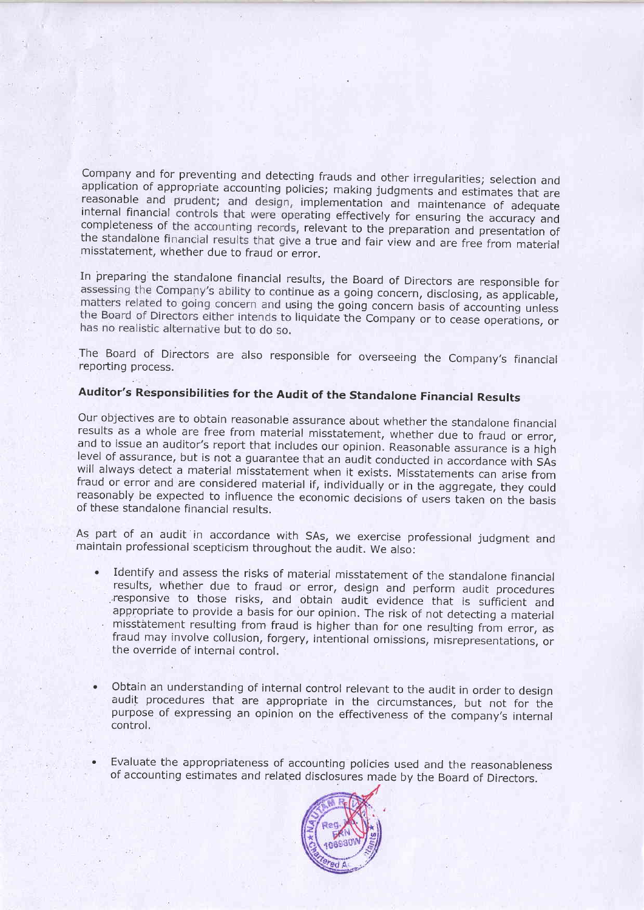Company and for preventing and detecting frauds and other irregularities; selection and application of appropriate accounting policies; making judgments and estimates that are reasonable and prudent; and design, implementation and maintenance of adequate internal financial controls that were operating effectively for ensuring the accuracy and completeness of the accounting records, relevant to the preparation and presentation of the standalone financial results that give a true and fair view and are free from material misstatement, whether due to fraud or error.

In preparing the standalone financial results, the Board of Directors are responsible for assessing the Company's ability to continue as a going concern, disclosing, as applicable, matters related to going concern and using the going concern basis of accounting unless the Board of Directors either intends to liquidate the Company or to cease operations, or has no realistic alternative but to do so.

The Board of Directors are also responsible for overseeing the Company's financial reporting process.

## Auditor's Responsibilities for the Audit of the Standalone Financial Results

Our objectives are to obtain reasonable assurance about whether the standalone financial results as a whole are free from material misstatement, whether due to fraud or error, and to issue an auditor's report that includes our opinion. Reasonable assurance is a high level of assurance, but is not a guarantee that an audit conducted in accordance with SAs will always detect a material misstatement when it exists. Misstatements can arise from fraud or error and are considered material if, individually or in the aggregate, they could reasonably be expected to influence the economic decisions of users taken on the basis of these standalone financial results.

As part of an audit in accordance with SAs, we exercise professional judgment and maintain professional scepticism throughout the audit. We also:

- Identify and assess the risks of material misstatement of the standalone financial results, whether due to fraud or error, design and perform audit procedures responsive to those risks, and obtain audit evidence that is sufficient and appropriate to provide a basis for our opinion. The risk of not detecting a material misstatement resulting from fraud is higher than for one resulting from error, as fraud may involve collusion, forgery, intentional omissions, misrepresentations, or the override of internal control.

- Obtain an understanding of internal control relevant to the audit in order to design audit procedures that are appropriate in the circumstances, but not for the purpose of expressing an opinion on the effectiveness of the company's internal control.

- Evaluate the appropriateness of accounting policies used and the reasonableness of accounting estimates and related disclosures made by the Board of Directors.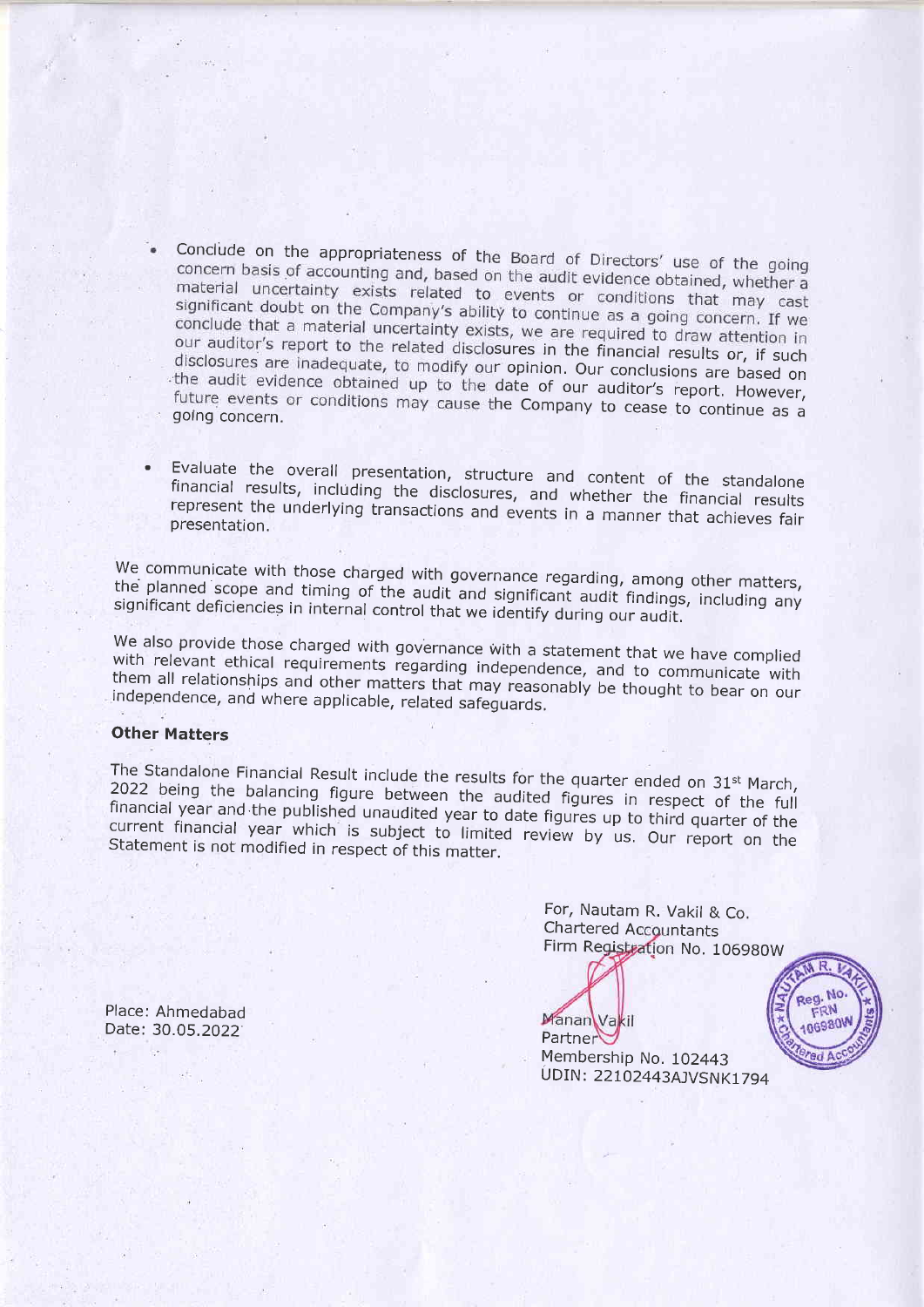- Conclude on the appropriateness of the Board of Directors' use of the going concern basis of accounting and, based on the audit evidence obtained, whether a material uncertainty exists related to events or conditions that may cast significant doubt on the Company's ability to continue as a going concern. If we conclude that a material uncertainty exists, we are required to draw attention in our auditor's report to the related disclosures in the financial results or, if such disclosures are inadequate, to modify our opinion. Our conclusions are based on the audit evidence obtained up to the date of our auditor's report. However, future events or conditions may cause the Company to cease to continue as a going concern.

- Evaluate the overall presentation, structure and content of the standalone financial results, including the disclosures, and whether the financial results represent the underlying transactions and events in a manner that achieves fair presentation.

We communicate with those charged with governance regarding, among other matters, the planned scope and timing of the audit and significant audit findings, including any significant deficiencies in internal control that we identify during our audit.

We also provide those charged with governance with a statement that we have complied with relevant ethical requirements regarding independence, and to communicate with them all relationships and other matters that may reasonably be thought to bear on our independence, and where applicable, related safeguards.

**Other Matters**

The Standalone Financial Result include the results for the quarter ended on 31st March, 2022 being the balancing figure between the audited figures in respect of the full financial year and the published unaudited year to date figures up to third quarter of the current financial year which is subject to limited review by us. Our report on the Statement is not modified in respect of this matter.

For, Nautam R. Vakil & Co.
Chartered Accountants
Firm Registration No. 106980W

Manan Vakil
Partner
Membership No. 102443
UDIN: 22102443AJVSNK1794

Place: Ahmedabad
Date: 30.05.2022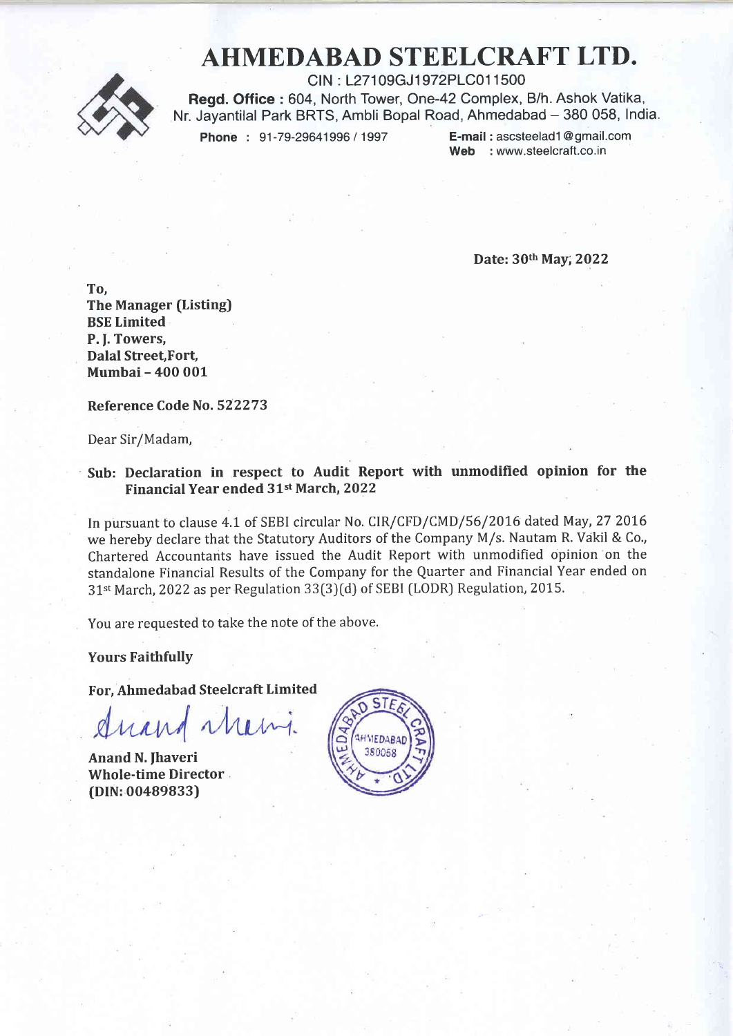# AHMEDABAD STEELCRAFT LTD.

CIN : L27109GJ1972PLC011500

**Regd. Office :** 604, North Tower, One-42 Complex, B/h. Ashok Vatika, Nr. Jayantilal Park BRTS, Ambli Bopal Road, Ahmedabad – 380 058, India.

**Phone** : 91-79-29641996 / 1997
**E-mail :** ascsteelad1@gmail.com
**Web** : www.steelcraft.co.in

**Date: 30th May, 2022**

**To,**
**The Manager (Listing)**
**BSE Limited**
**P. J. Towers,**
**Dalal Street,Fort,**
**Mumbai – 400 001**

**Reference Code No. 522273**

Dear Sir/Madam,

**Sub: Declaration in respect to Audit Report with unmodified opinion for the Financial Year ended 31st March, 2022**

In pursuant to clause 4.1 of SEBI circular No. CIR/CFD/CMD/56/2016 dated May, 27 2016 we hereby declare that the Statutory Auditors of the Company M/s. Nautam R. Vakil & Co., Chartered Accountants have issued the Audit Report with unmodified opinion on the standalone Financial Results of the Company for the Quarter and Financial Year ended on 31st March, 2022 as per Regulation 33(3)(d) of SEBI (LODR) Regulation, 2015.

You are requested to take the note of the above.

**Yours Faithfully**

**For, Ahmedabad Steelcraft Limited**

**Anand N. Jhaveri**
**Whole-time Director**
**(DIN: 00489833)**